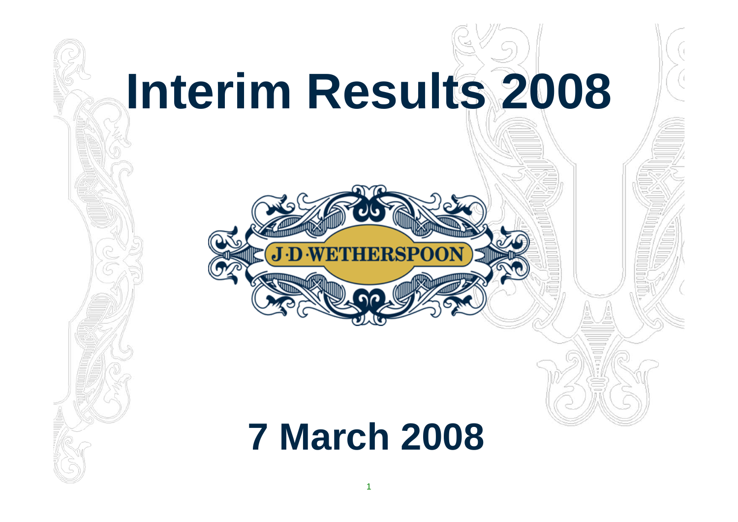# Interim Results 2008

J·D·WETHERSPOON

## 7 March 2008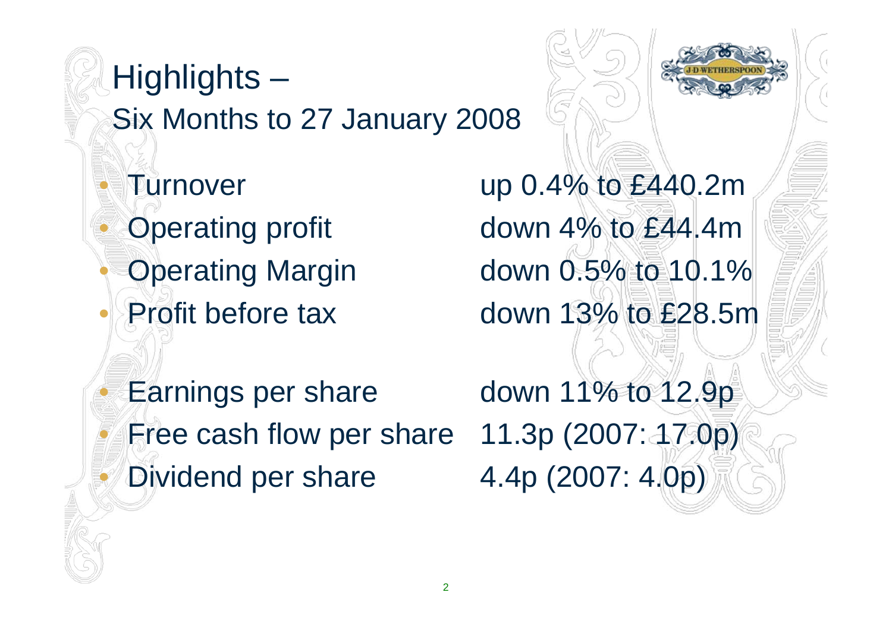# Highlights – Six Months to 27 January 2008

- Turnover up 0.4% to £440.2m
- Operating profit down 4% to £44.4m
- Operating Margin down 0.5% to 10.1%
- Profit before tax down 13% to £28.5m

- Earnings per share down 11% to 12.9p
- Free cash flow per share 11.3p (2007: 17.0p)
- Dividend per share 4.4p (2007: 4.0p)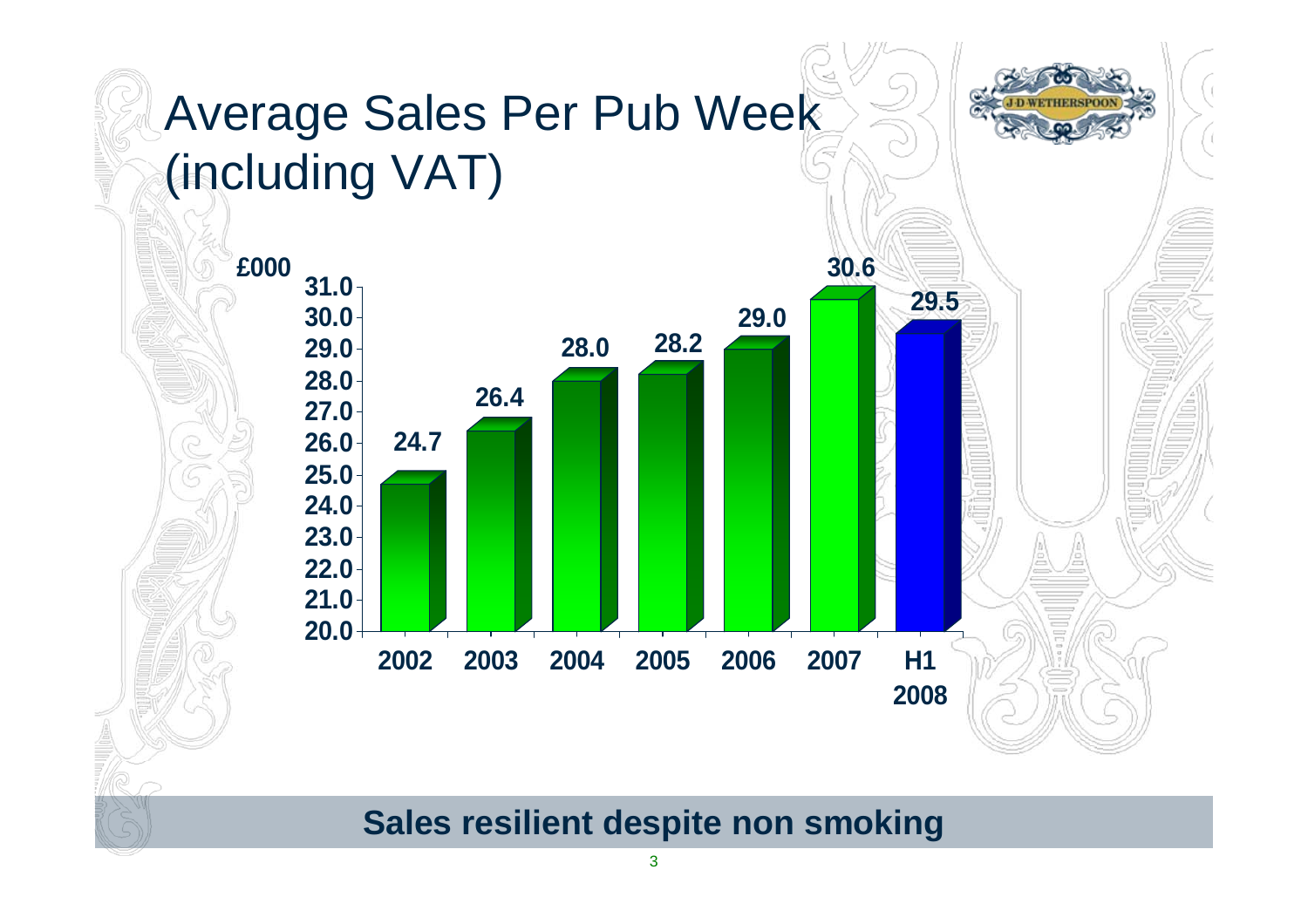# Average Sales Per Pub Week (including VAT)

£000

| Year | Average Sales Per Pub Week (£000) |
|---|---|
| 2002 | 24.7 |
| 2003 | 26.4 |
| 2004 | 28.0 |
| 2005 | 28.2 |
| 2006 | 29.0 |
| 2007 | 30.6 |
| H1 2008 | 29.5 |

**Sales resilient despite non smoking**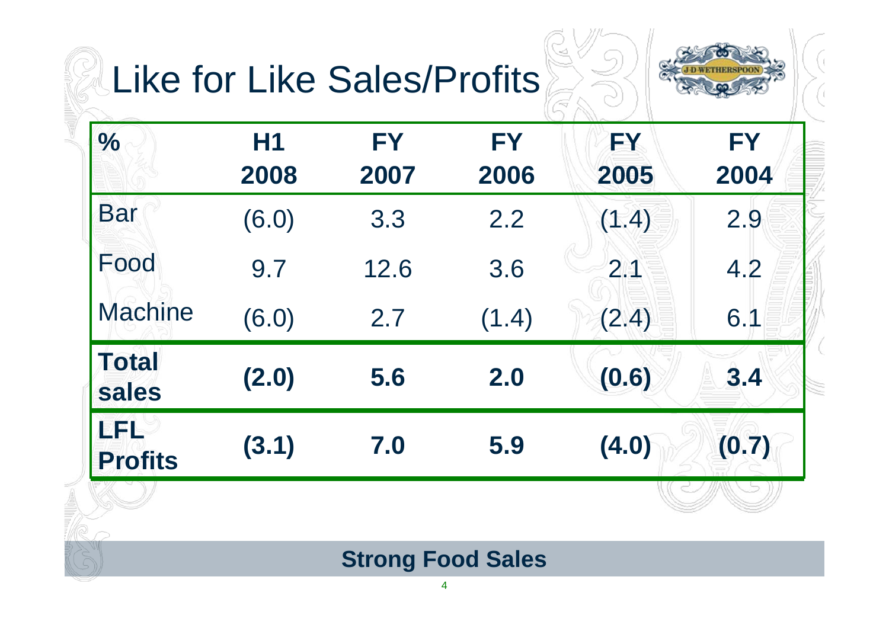# Like for Like Sales/Profits

| % | H1 2008 | FY 2007 | FY 2006 | FY 2005 | FY 2004 |
|---|---|---|---|---|---|
| Bar | (6.0) | 3.3 | 2.2 | (1.4) | 2.9 |
| Food | 9.7 | 12.6 | 3.6 | 2.1 | 4.2 |
| Machine | (6.0) | 2.7 | (1.4) | (2.4) | 6.1 |
| **Total sales** | **(2.0)** | **5.6** | **2.0** | **(0.6)** | **3.4** |
| **LFL Profits** | **(3.1)** | **7.0** | **5.9** | **(4.0)** | **(0.7)** |

**Strong Food Sales**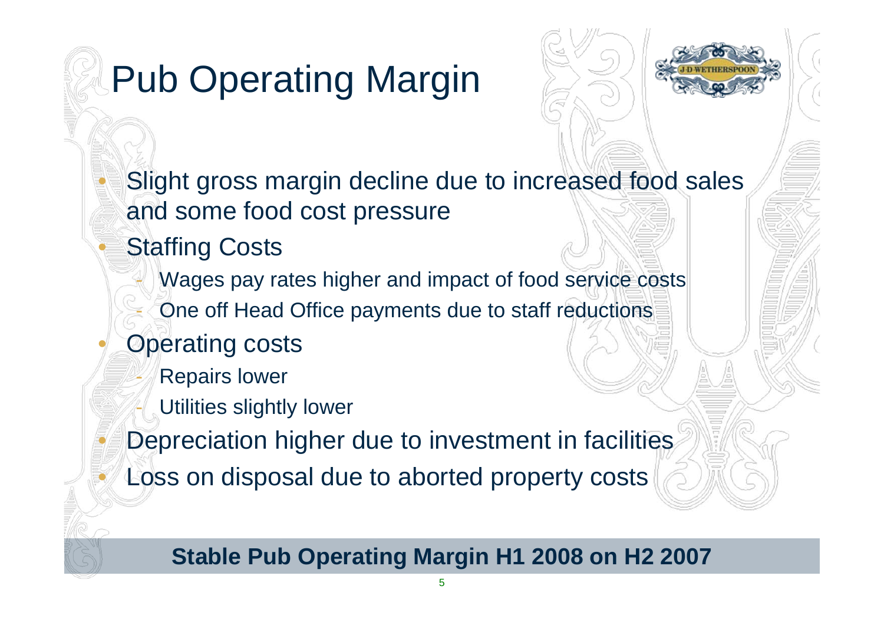# Pub Operating Margin

- Slight gross margin decline due to increased food sales and some food cost pressure
- Staffing Costs
  - Wages pay rates higher and impact of food service costs
  - One off Head Office payments due to staff reductions
- Operating costs
  - Repairs lower
  - Utilities slightly lower
- Depreciation higher due to investment in facilities
- Loss on disposal due to aborted property costs

**Stable Pub Operating Margin H1 2008 on H2 2007**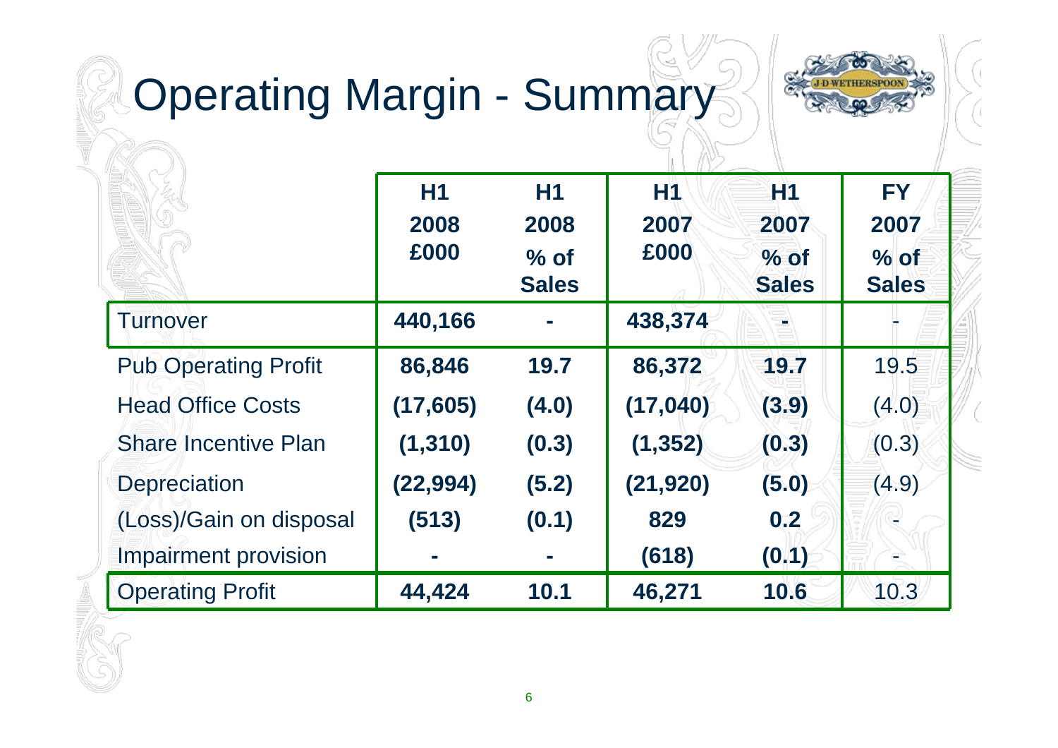# Operating Margin - Summary

| | H1 2008 £000 | H1 2008 % of Sales | H1 2007 £000 | H1 2007 % of Sales | FY 2007 % of Sales |
|---|---|---|---|---|---|
| Turnover | **440,166** | **-** | **438,374** | **-** | - |
| Pub Operating Profit | **86,846** | **19.7** | **86,372** | **19.7** | 19.5 |
| Head Office Costs | **(17,605)** | **(4.0)** | **(17,040)** | **(3.9)** | (4.0) |
| Share Incentive Plan | **(1,310)** | **(0.3)** | **(1,352)** | **(0.3)** | (0.3) |
| Depreciation | **(22,994)** | **(5.2)** | **(21,920)** | **(5.0)** | (4.9) |
| (Loss)/Gain on disposal | **(513)** | **(0.1)** | **829** | **0.2** | - |
| Impairment provision | **-** | **-** | **(618)** | **(0.1)** | - |
| Operating Profit | **44,424** | **10.1** | **46,271** | **10.6** | 10.3 |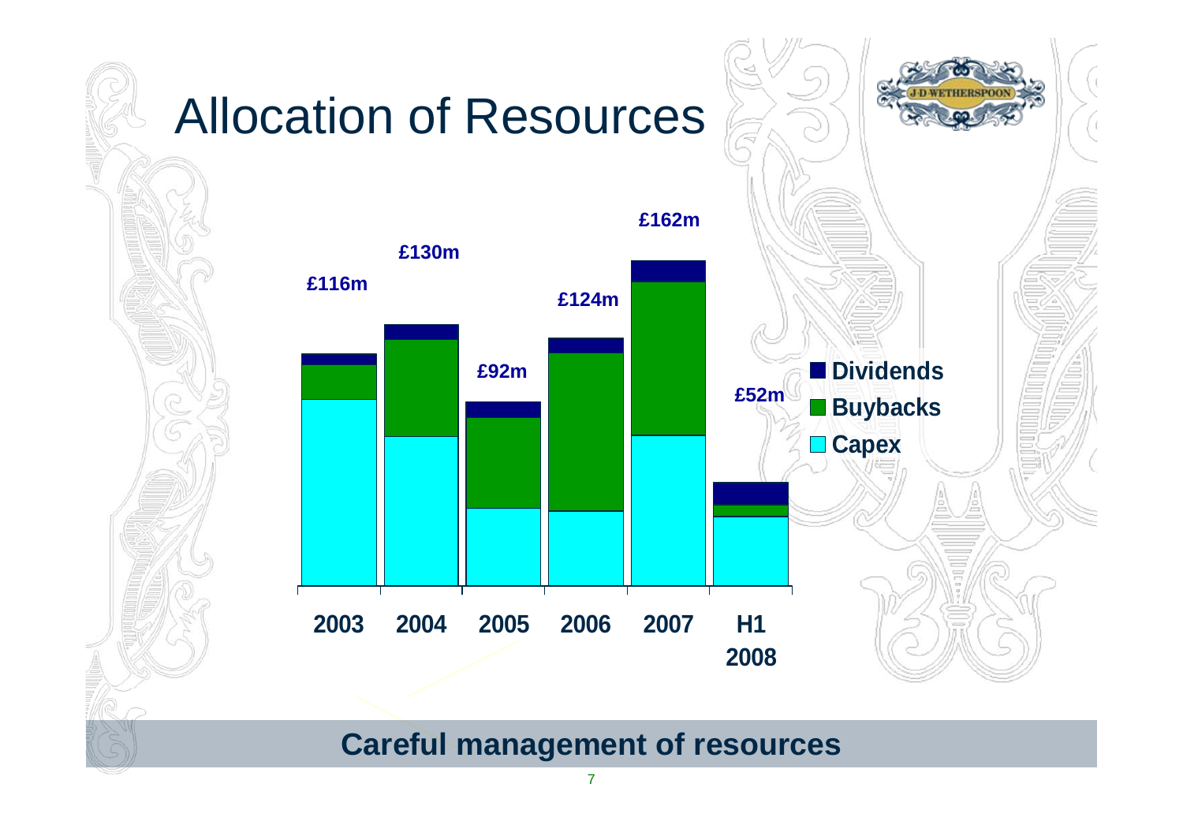# Allocation of Resources

| Year | Total |
|---|---|
| 2003 | £116m |
| 2004 | £130m |
| 2005 | £92m |
| 2006 | £124m |
| 2007 | £162m |
| H1 2008 | £52m |

Dividends
Buybacks
Capex

**Careful management of resources**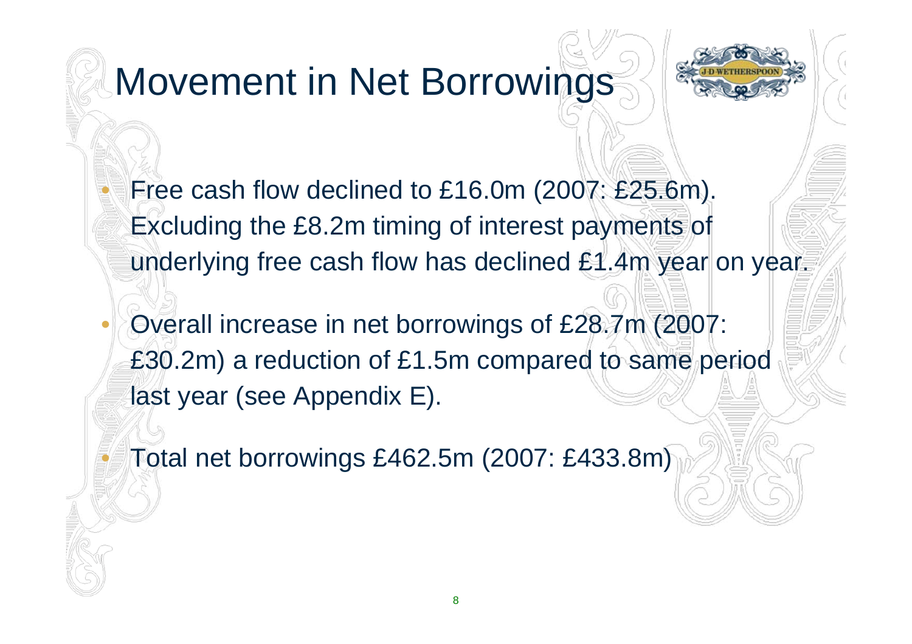# Movement in Net Borrowings

- Free cash flow declined to £16.0m (2007: £25.6m). Excluding the £8.2m timing of interest payments of underlying free cash flow has declined £1.4m year on year.
- Overall increase in net borrowings of £28.7m (2007: £30.2m) a reduction of £1.5m compared to same period last year (see Appendix E).
- Total net borrowings £462.5m (2007: £433.8m)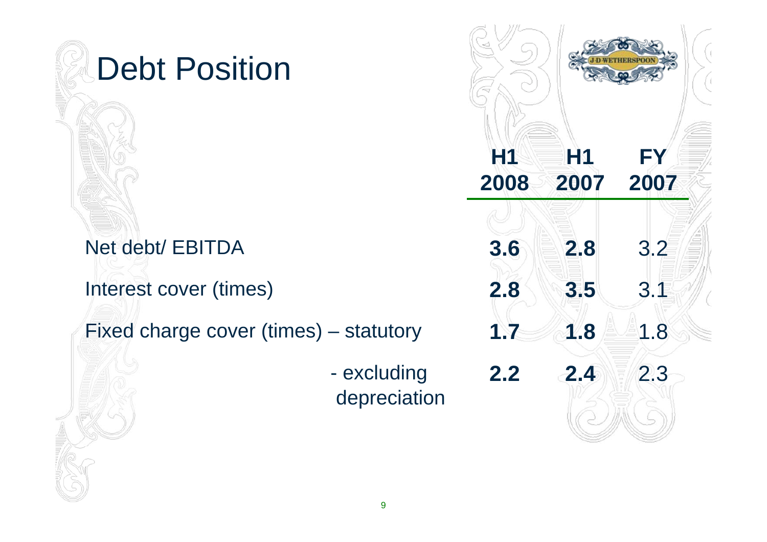# Debt Position

| | H1 2008 | H1 2007 | FY 2007 |
|---|---|---|---|
| Net debt/ EBITDA | **3.6** | **2.8** | 3.2 |
| Interest cover (times) | **2.8** | **3.5** | 3.1 |
| Fixed charge cover (times) – statutory | **1.7** | **1.8** | 1.8 |
| - excluding depreciation | **2.2** | **2.4** | 2.3 |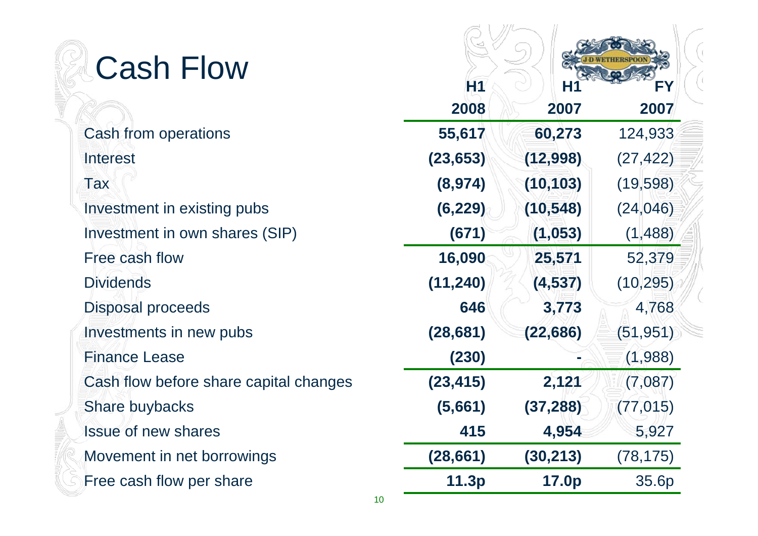# Cash Flow

| | H1 2008 | H1 2007 | FY 2007 |
|---|---|---|---|
| Cash from operations | **55,617** | **60,273** | 124,933 |
| Interest | **(23,653)** | **(12,998)** | (27,422) |
| Tax | **(8,974)** | **(10,103)** | (19,598) |
| Investment in existing pubs | **(6,229)** | **(10,548)** | (24,046) |
| Investment in own shares (SIP) | **(671)** | **(1,053)** | (1,488) |
| Free cash flow | **16,090** | **25,571** | 52,379 |
| Dividends | **(11,240)** | **(4,537)** | (10,295) |
| Disposal proceeds | **646** | **3,773** | 4,768 |
| Investments in new pubs | **(28,681)** | **(22,686)** | (51,951) |
| Finance Lease | **(230)** | **-** | (1,988) |
| Cash flow before share capital changes | **(23,415)** | **2,121** | (7,087) |
| Share buybacks | **(5,661)** | **(37,288)** | (77,015) |
| Issue of new shares | **415** | **4,954** | 5,927 |
| Movement in net borrowings | **(28,661)** | **(30,213)** | (78,175) |
| Free cash flow per share | **11.3p** | **17.0p** | 35.6p |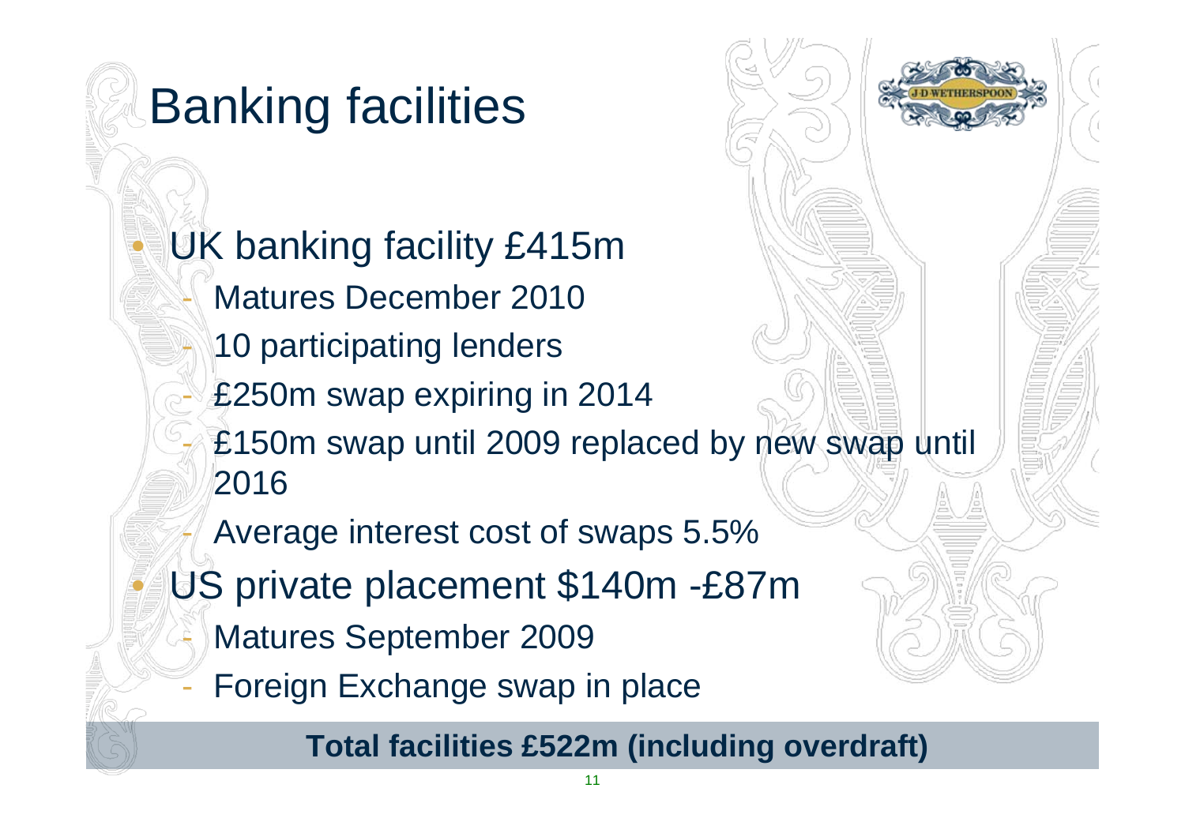# Banking facilities

- UK banking facility £415m
  - Matures December 2010
  - 10 participating lenders
  - £250m swap expiring in 2014
  - £150m swap until 2009 replaced by new swap until 2016
  - Average interest cost of swaps 5.5%
- US private placement $140m -£87m
  - Matures September 2009
  - Foreign Exchange swap in place

**Total facilities £522m (including overdraft)**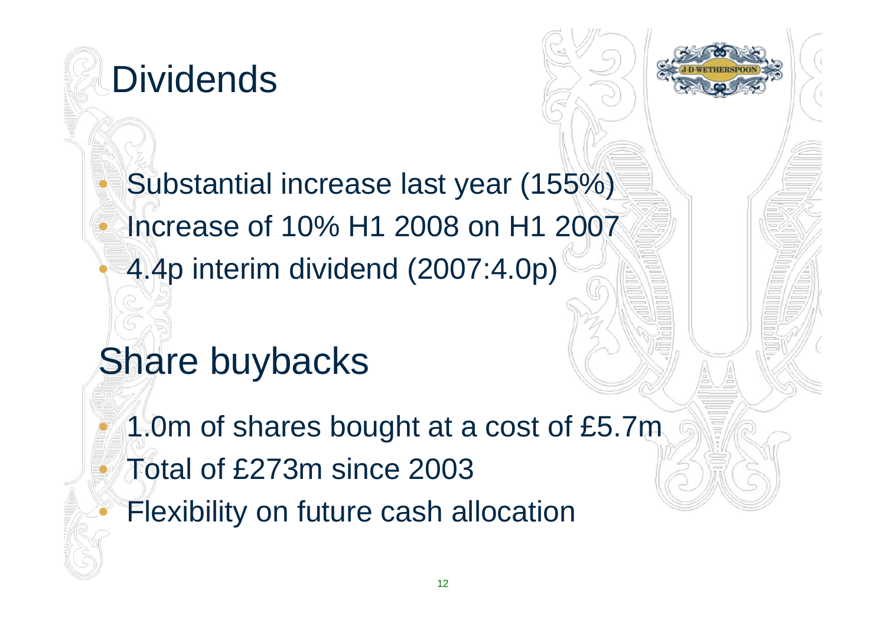# Dividends

- Substantial increase last year (155%)
- Increase of 10% H1 2008 on H1 2007
- 4.4p interim dividend (2007:4.0p)

# Share buybacks

- 1.0m of shares bought at a cost of £5.7m
- Total of £273m since 2003
- Flexibility on future cash allocation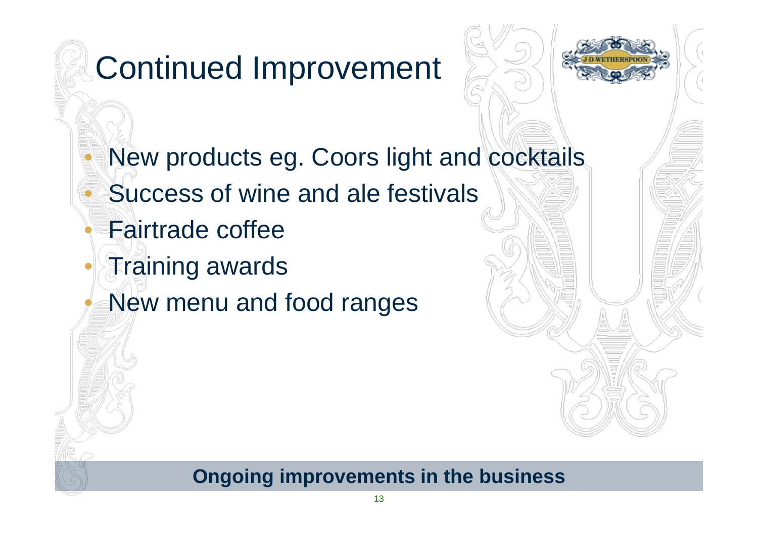# Continued Improvement

- New products eg. Coors light and cocktails
- Success of wine and ale festivals
- Fairtrade coffee
- Training awards
- New menu and food ranges

**Ongoing improvements in the business**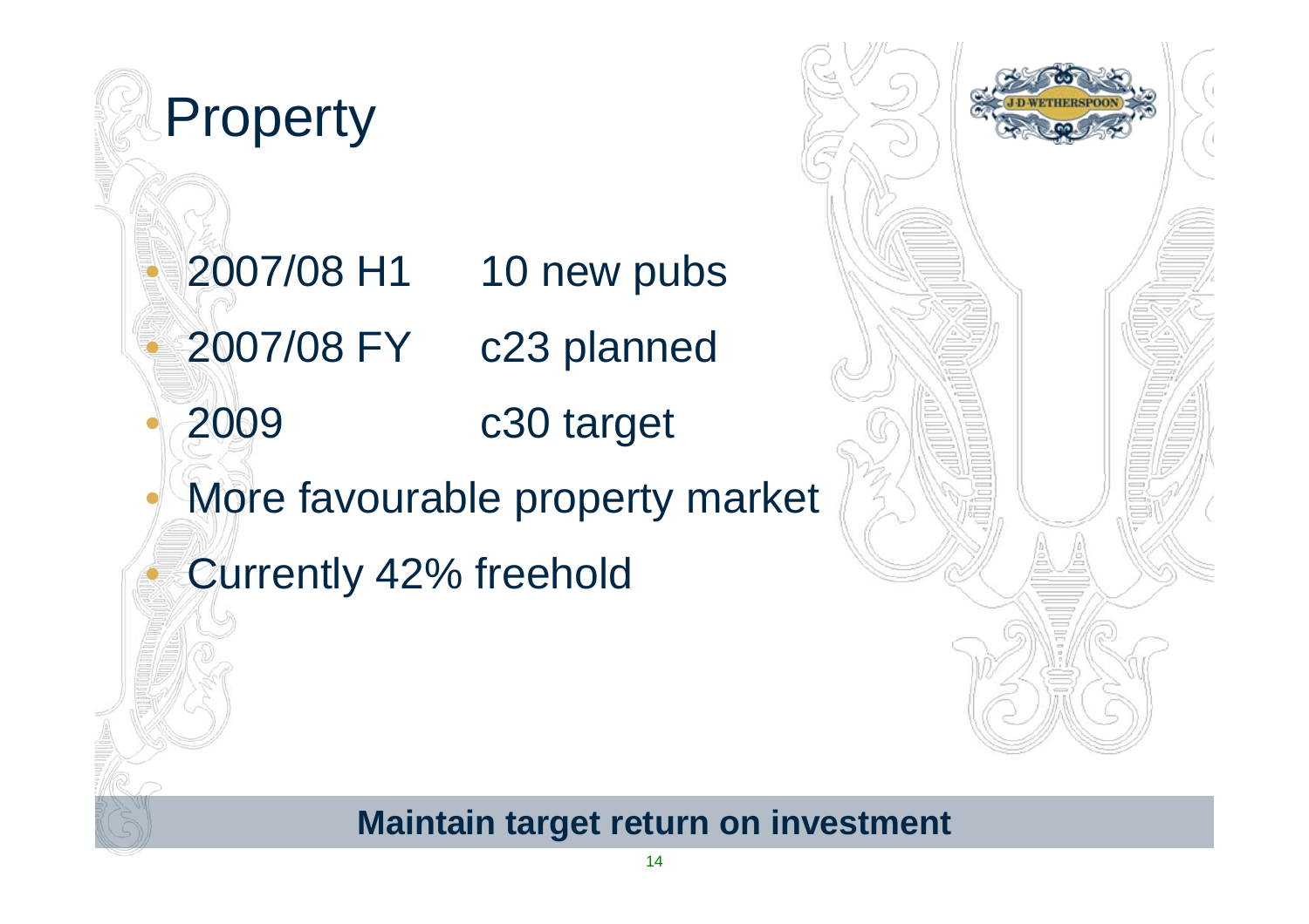# Property

- 2007/08 H1 10 new pubs
- 2007/08 FY c23 planned
- 2009 c30 target
- More favourable property market
- Currently 42% freehold

**Maintain target return on investment**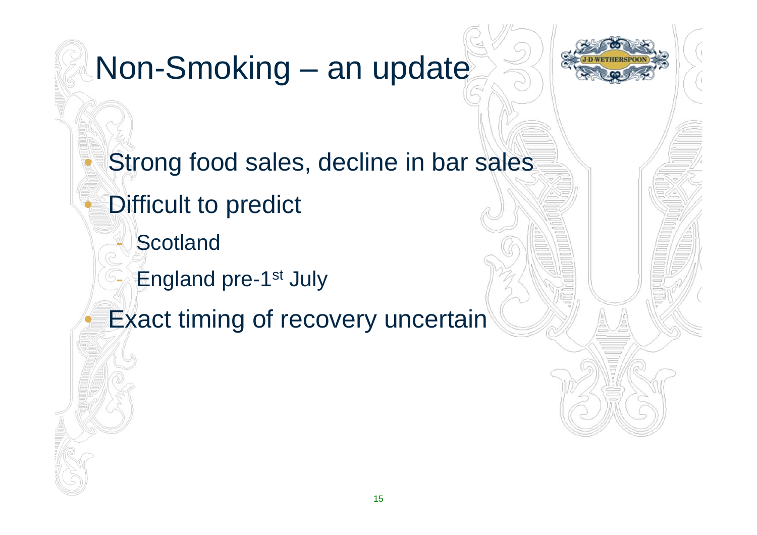# Non-Smoking – an update

- Strong food sales, decline in bar sales
- Difficult to predict
  - Scotland
  - England pre-1st July
- Exact timing of recovery uncertain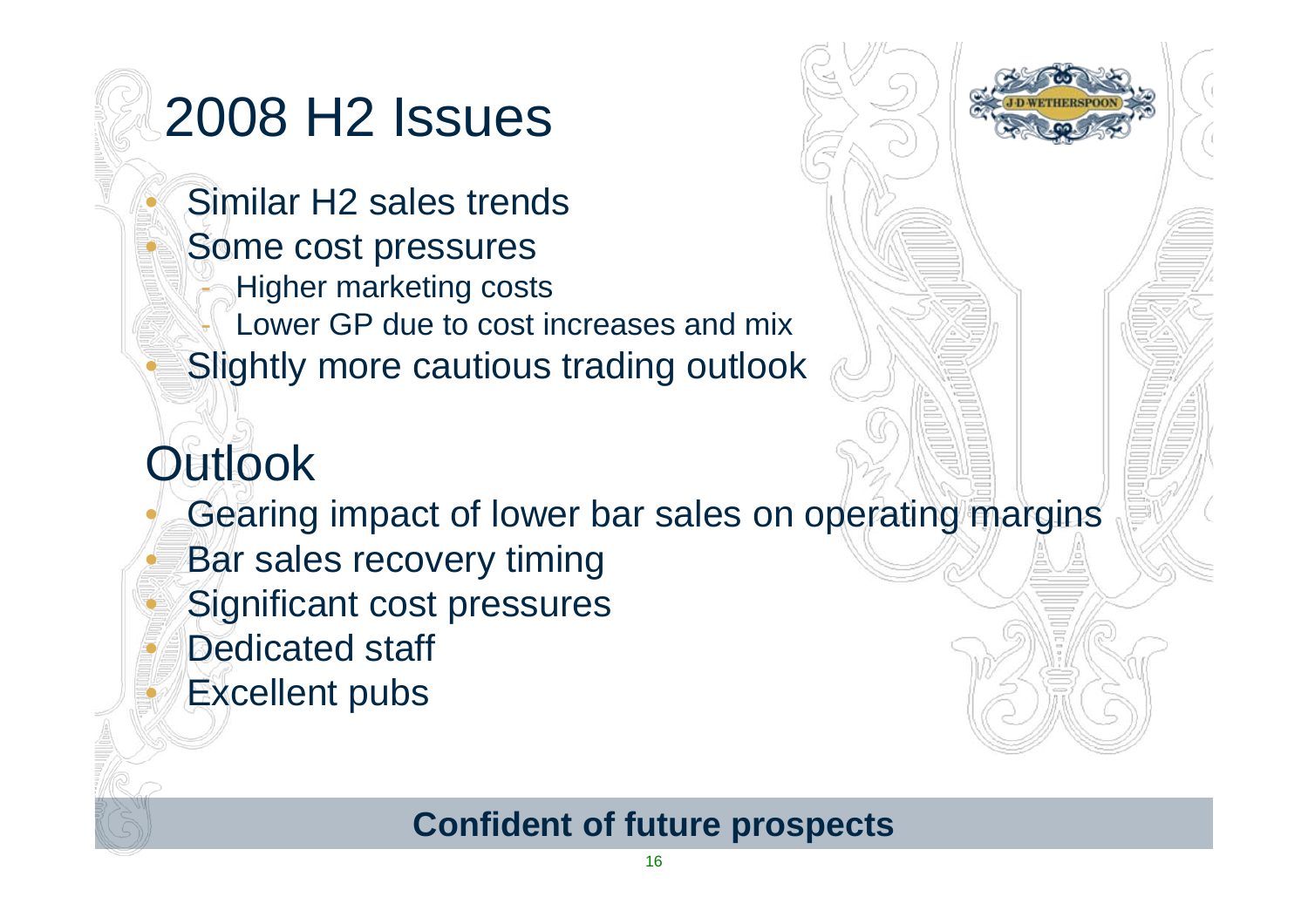# 2008 H2 Issues

- Similar H2 sales trends
- Some cost pressures
  - Higher marketing costs
  - Lower GP due to cost increases and mix
- Slightly more cautious trading outlook

# Outlook

- Gearing impact of lower bar sales on operating margins
- Bar sales recovery timing
- Significant cost pressures
- Dedicated staff
- Excellent pubs

**Confident of future prospects**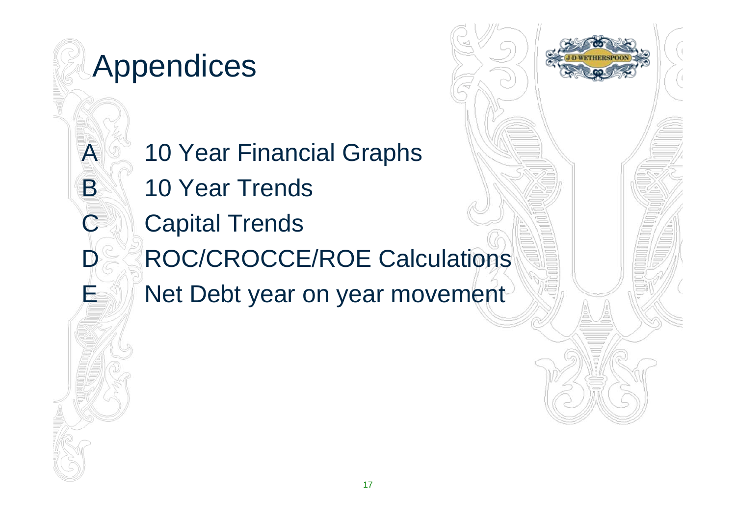# Appendices

- A 10 Year Financial Graphs
- B 10 Year Trends
- C Capital Trends
- D ROC/CROCCE/ROE Calculations
- E Net Debt year on year movement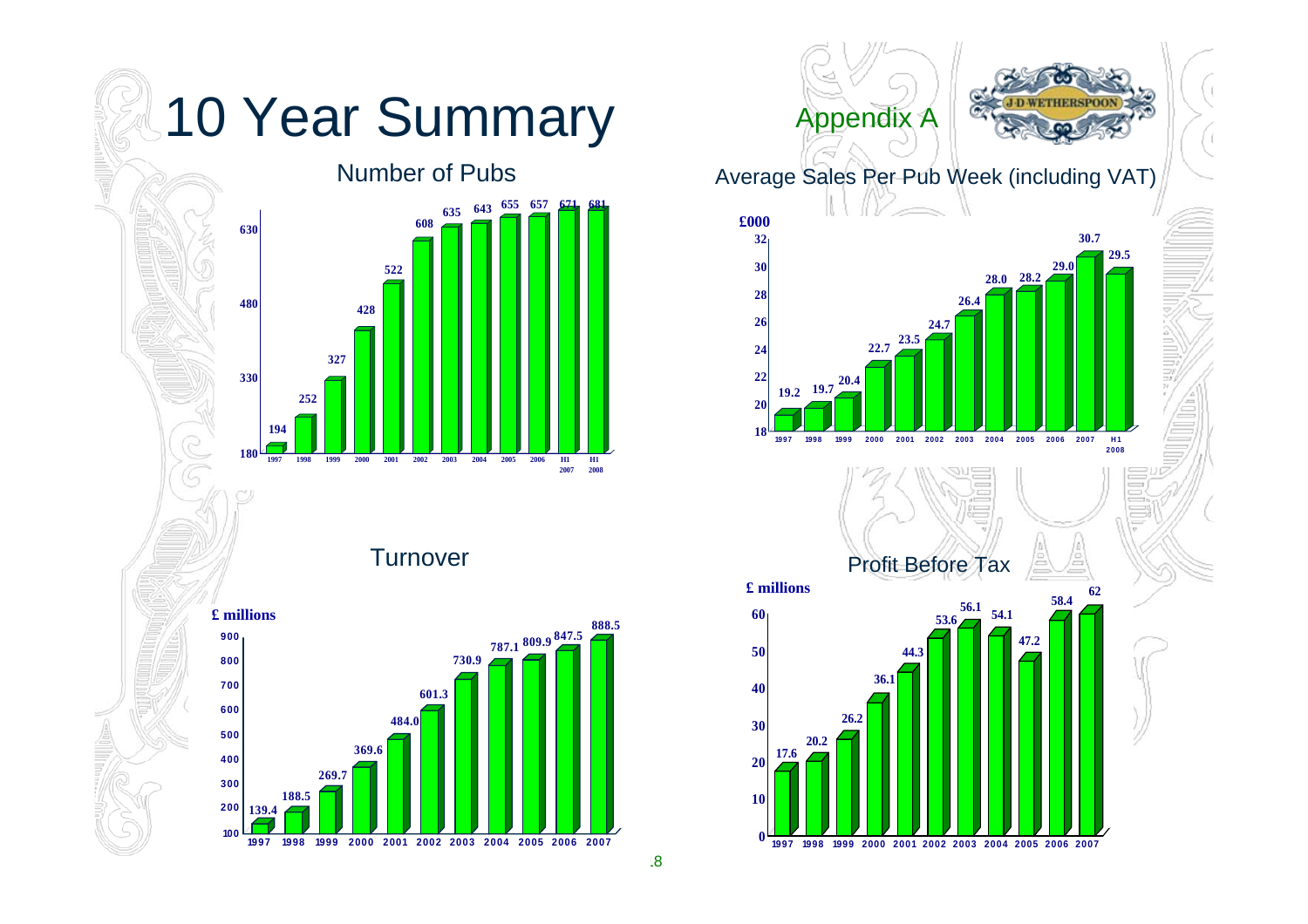# 10 Year Summary

Appendix A

## Number of Pubs

| Year | Number of Pubs |
|---|---|
| 1997 | 194 |
| 1998 | 252 |
| 1999 | 327 |
| 2000 | 428 |
| 2001 | 522 |
| 2002 | 608 |
| 2003 | 635 |
| 2004 | 643 |
| 2005 | 655 |
| 2006 | 657 |
| H1 2007 | 671 |
| H1 2008 | 681 |

## Average Sales Per Pub Week (including VAT)

| Year | £000 |
|---|---|
| 1997 | 19.2 |
| 1998 | 19.7 |
| 1999 | 20.4 |
| 2000 | 22.7 |
| 2001 | 23.5 |
| 2002 | 24.7 |
| 2003 | 26.4 |
| 2004 | 28.0 |
| 2005 | 28.2 |
| 2006 | 29.0 |
| 2007 | 30.7 |
| H1 2008 | 29.5 |

## Turnover

| Year | £ millions |
|---|---|
| 1997 | 139.4 |
| 1998 | 188.5 |
| 1999 | 269.7 |
| 2000 | 369.6 |
| 2001 | 484.0 |
| 2002 | 601.3 |
| 2003 | 730.9 |
| 2004 | 787.1 |
| 2005 | 809.9 |
| 2006 | 847.5 |
| 2007 | 888.5 |

## Profit Before Tax

| Year | £ millions |
|---|---|
| 1997 | 17.6 |
| 1998 | 20.2 |
| 1999 | 26.2 |
| 2000 | 36.1 |
| 2001 | 44.3 |
| 2002 | 53.6 |
| 2003 | 56.1 |
| 2004 | 54.1 |
| 2005 | 47.2 |
| 2006 | 58.4 |
| 2007 | 62 |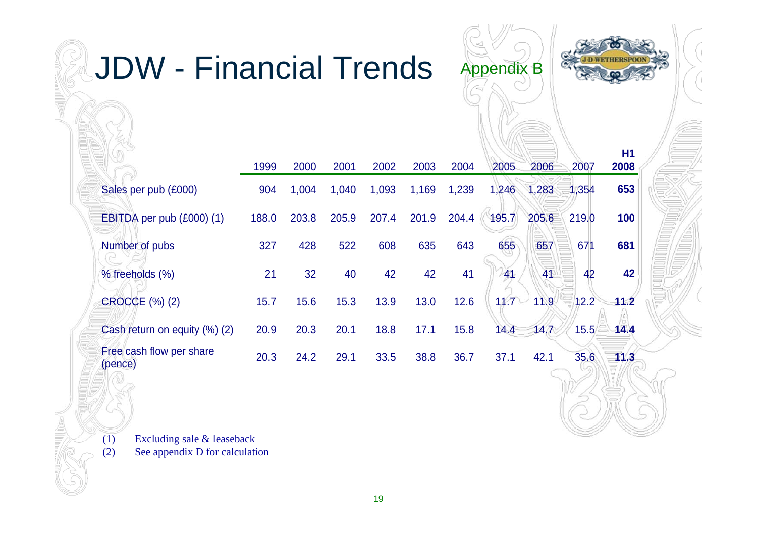# JDW - Financial Trends

Appendix B

| | 1999 | 2000 | 2001 | 2002 | 2003 | 2004 | 2005 | 2006 | 2007 | **H1 2008** |
|---|---|---|---|---|---|---|---|---|---|---|
| Sales per pub (£000) | 904 | 1,004 | 1,040 | 1,093 | 1,169 | 1,239 | 1,246 | 1,283 | 1,354 | **653** |
| EBITDA per pub (£000) (1) | 188.0 | 203.8 | 205.9 | 207.4 | 201.9 | 204.4 | 195.7 | 205.6 | 219.0 | **100** |
| Number of pubs | 327 | 428 | 522 | 608 | 635 | 643 | 655 | 657 | 671 | **681** |
| % freeholds (%) | 21 | 32 | 40 | 42 | 42 | 41 | 41 | 41 | 42 | **42** |
| CROCCE (%) (2) | 15.7 | 15.6 | 15.3 | 13.9 | 13.0 | 12.6 | 11.7 | 11.9 | 12.2 | **11.2** |
| Cash return on equity (%) (2) | 20.9 | 20.3 | 20.1 | 18.8 | 17.1 | 15.8 | 14.4 | 14.7 | 15.5 | **14.4** |
| Free cash flow per share (pence) | 20.3 | 24.2 | 29.1 | 33.5 | 38.8 | 36.7 | 37.1 | 42.1 | 35.6 | **11.3** |

(1) Excluding sale & leaseback
(2) See appendix D for calculation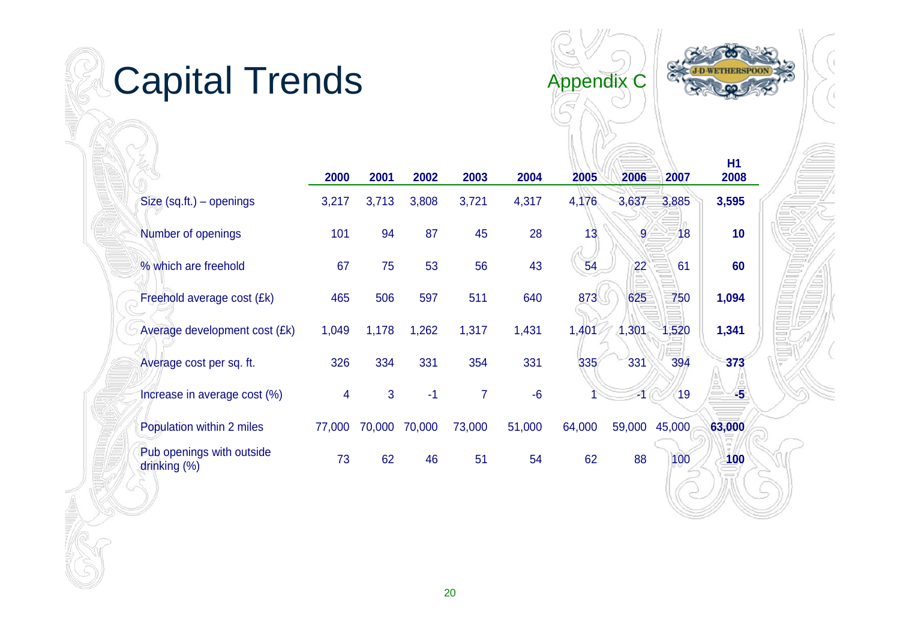# Capital Trends

Appendix C

| | 2000 | 2001 | 2002 | 2003 | 2004 | 2005 | 2006 | 2007 | H1 2008 |
|---|---|---|---|---|---|---|---|---|---|
| Size (sq.ft.) – openings | 3,217 | 3,713 | 3,808 | 3,721 | 4,317 | 4,176 | 3,637 | 3,885 | **3,595** |
| Number of openings | 101 | 94 | 87 | 45 | 28 | 13 | 9 | 18 | **10** |
| % which are freehold | 67 | 75 | 53 | 56 | 43 | 54 | 22 | 61 | **60** |
| Freehold average cost (£k) | 465 | 506 | 597 | 511 | 640 | 873 | 625 | 750 | **1,094** |
| Average development cost (£k) | 1,049 | 1,178 | 1,262 | 1,317 | 1,431 | 1,401 | 1,301 | 1,520 | **1,341** |
| Average cost per sq. ft. | 326 | 334 | 331 | 354 | 331 | 335 | 331 | 394 | **373** |
| Increase in average cost (%) | 4 | 3 | -1 | 7 | -6 | 1 | -1 | 19 | **-5** |
| Population within 2 miles | 77,000 | 70,000 | 70,000 | 73,000 | 51,000 | 64,000 | 59,000 | 45,000 | **63,000** |
| Pub openings with outside drinking (%) | 73 | 62 | 46 | 51 | 54 | 62 | 88 | 100 | **100** |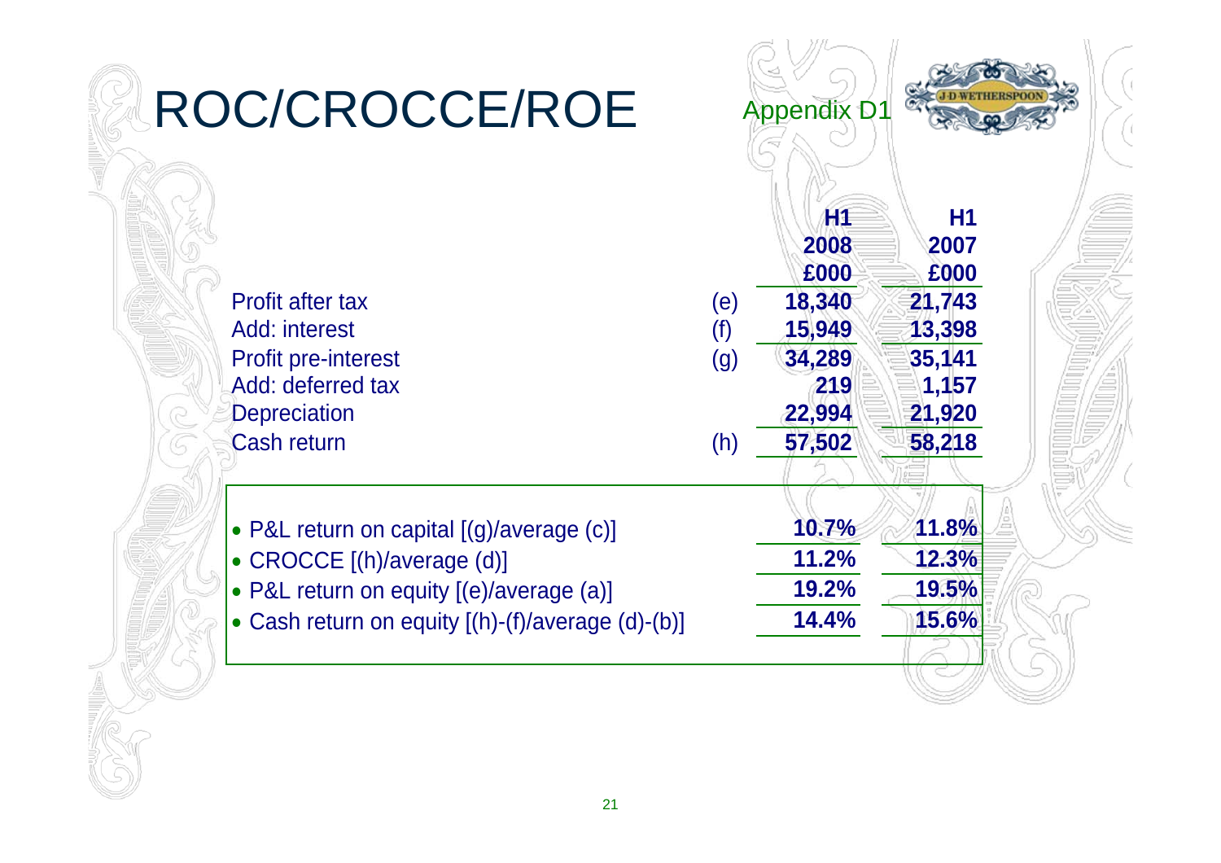# ROC/CROCCE/ROE

Appendix D1

| | | H1 2008 £000 | H1 2007 £000 |
|---|---|---|---|
| Profit after tax | (e) | 18,340 | 21,743 |
| Add: interest | (f) | 15,949 | 13,398 |
| Profit pre-interest | (g) | 34,289 | 35,141 |
| Add: deferred tax | | 219 | 1,157 |
| Depreciation | | 22,994 | 21,920 |
| Cash return | (h) | 57,502 | 58,218 |

| | H1 2008 | H1 2007 |
|---|---|---|
| • P&L return on capital [(g)/average (c)] | 10.7% | 11.8% |
| • CROCCE [(h)/average (d)] | 11.2% | 12.3% |
| • P&L return on equity [(e)/average (a)] | 19.2% | 19.5% |
| • Cash return on equity [(h)-(f)/average (d)-(b)] | 14.4% | 15.6% |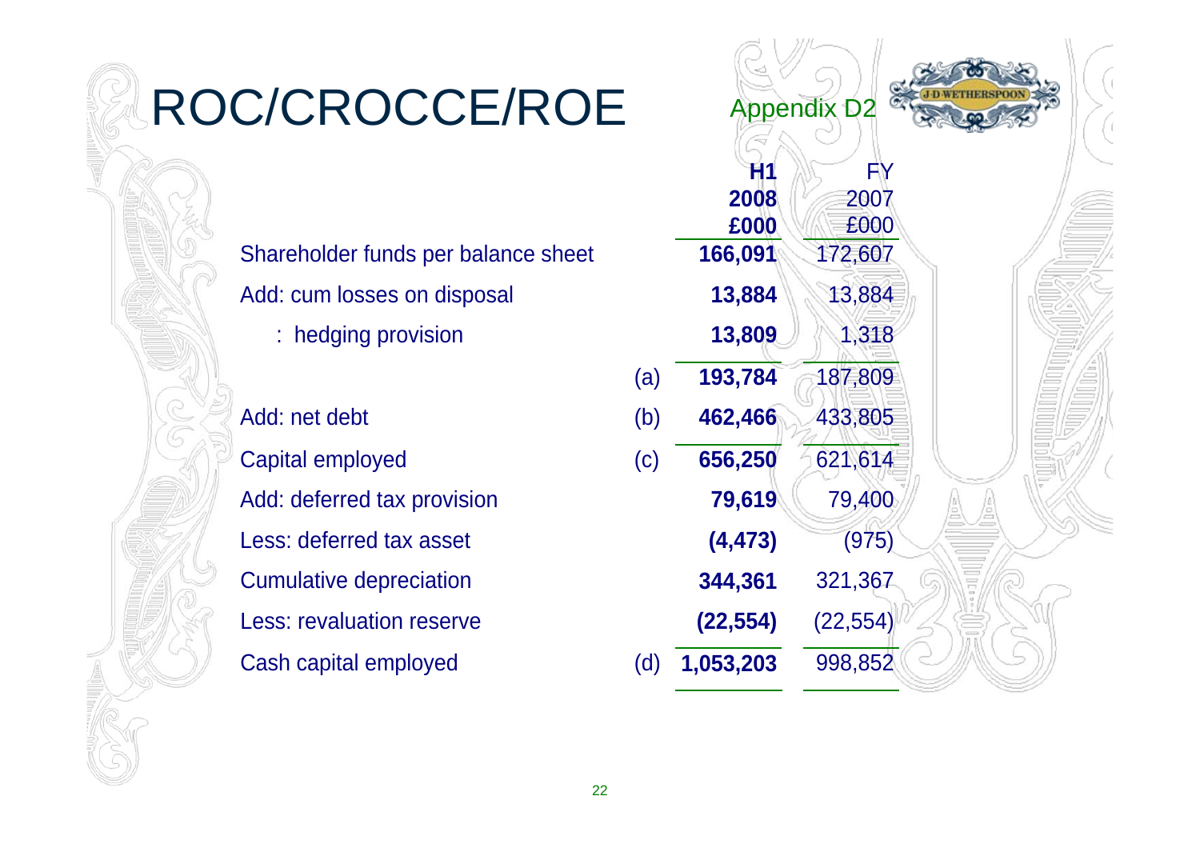# ROC/CROCCE/ROE

Appendix D2

| | | H1 2008 £000 | FY 2007 £000 |
|---|---|---|---|
| Shareholder funds per balance sheet | | **166,091** | 172,607 |
| Add: cum losses on disposal | | **13,884** | 13,884 |
| : hedging provision | | **13,809** | 1,318 |
| | (a) | **193,784** | 187,809 |
| Add: net debt | (b) | **462,466** | 433,805 |
| Capital employed | (c) | **656,250** | 621,614 |
| Add: deferred tax provision | | **79,619** | 79,400 |
| Less: deferred tax asset | | **(4,473)** | (975) |
| Cumulative depreciation | | **344,361** | 321,367 |
| Less: revaluation reserve | | **(22,554)** | (22,554) |
| Cash capital employed | (d) | **1,053,203** | 998,852 |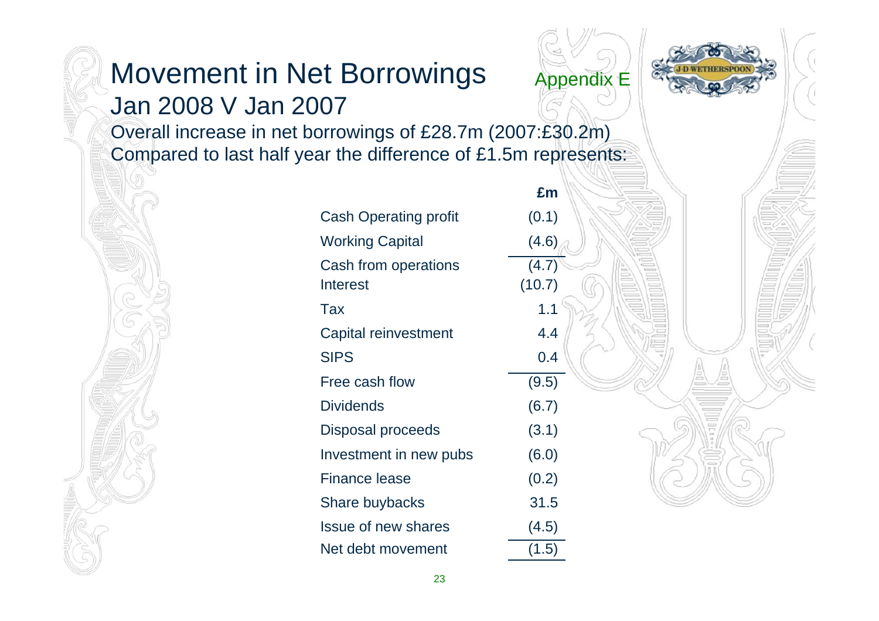# Movement in Net Borrowings

## Jan 2008 V Jan 2007

Appendix E

Overall increase in net borrowings of £28.7m (2007:£30.2m)
Compared to last half year the difference of £1.5m represents:

| | £m |
|---|---|
| Cash Operating profit | (0.1) |
| Working Capital | (4.6) |
| Cash from operations | (4.7) |
| Interest | (10.7) |
| Tax | 1.1 |
| Capital reinvestment | 4.4 |
| SIPS | 0.4 |
| Free cash flow | (9.5) |
| Dividends | (6.7) |
| Disposal proceeds | (3.1) |
| Investment in new pubs | (6.0) |
| Finance lease | (0.2) |
| Share buybacks | 31.5 |
| Issue of new shares | (4.5) |
| Net debt movement | (1.5) |